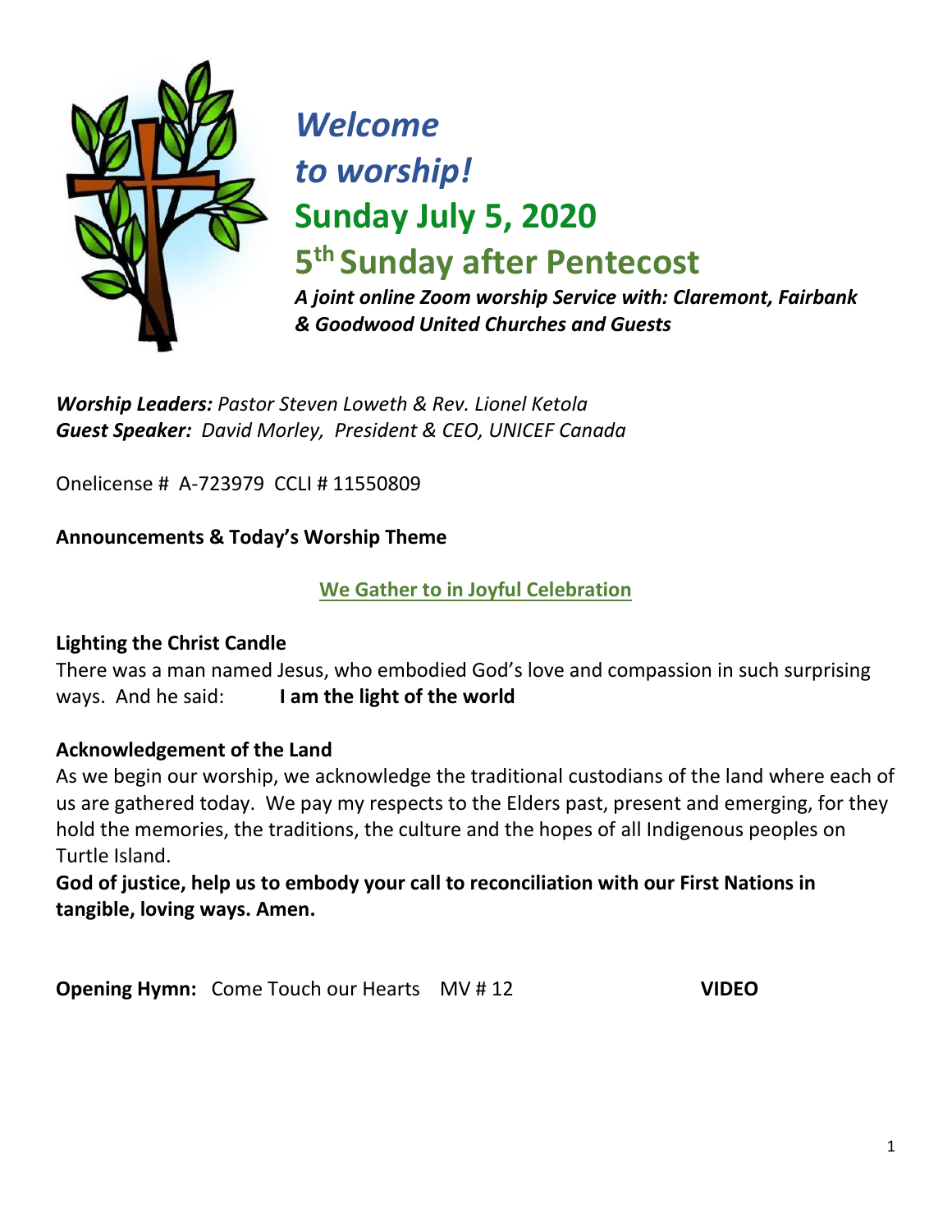# *Welcome to worship!*

## Sunday July 5, 2020

## 5th Sunday after Pentecost

***A joint online Zoom worship Service with: Claremont, Fairbank & Goodwood United Churches and Guests***

***Worship Leaders:*** *Pastor Steven Loweth & Rev. Lionel Ketola*
***Guest Speaker:*** *David Morley, President & CEO, UNICEF Canada*

Onelicense # A-723979 CCLI # 11550809

**Announcements & Today's Worship Theme**

**We Gather to in Joyful Celebration**

**Lighting the Christ Candle**

There was a man named Jesus, who embodied God's love and compassion in such surprising ways. And he said: **I am the light of the world**

**Acknowledgement of the Land**

As we begin our worship, we acknowledge the traditional custodians of the land where each of us are gathered today. We pay my respects to the Elders past, present and emerging, for they hold the memories, the traditions, the culture and the hopes of all Indigenous peoples on Turtle Island.

**God of justice, help us to embody your call to reconciliation with our First Nations in tangible, loving ways. Amen.**

**Opening Hymn:** Come Touch our Hearts MV # 12 **VIDEO**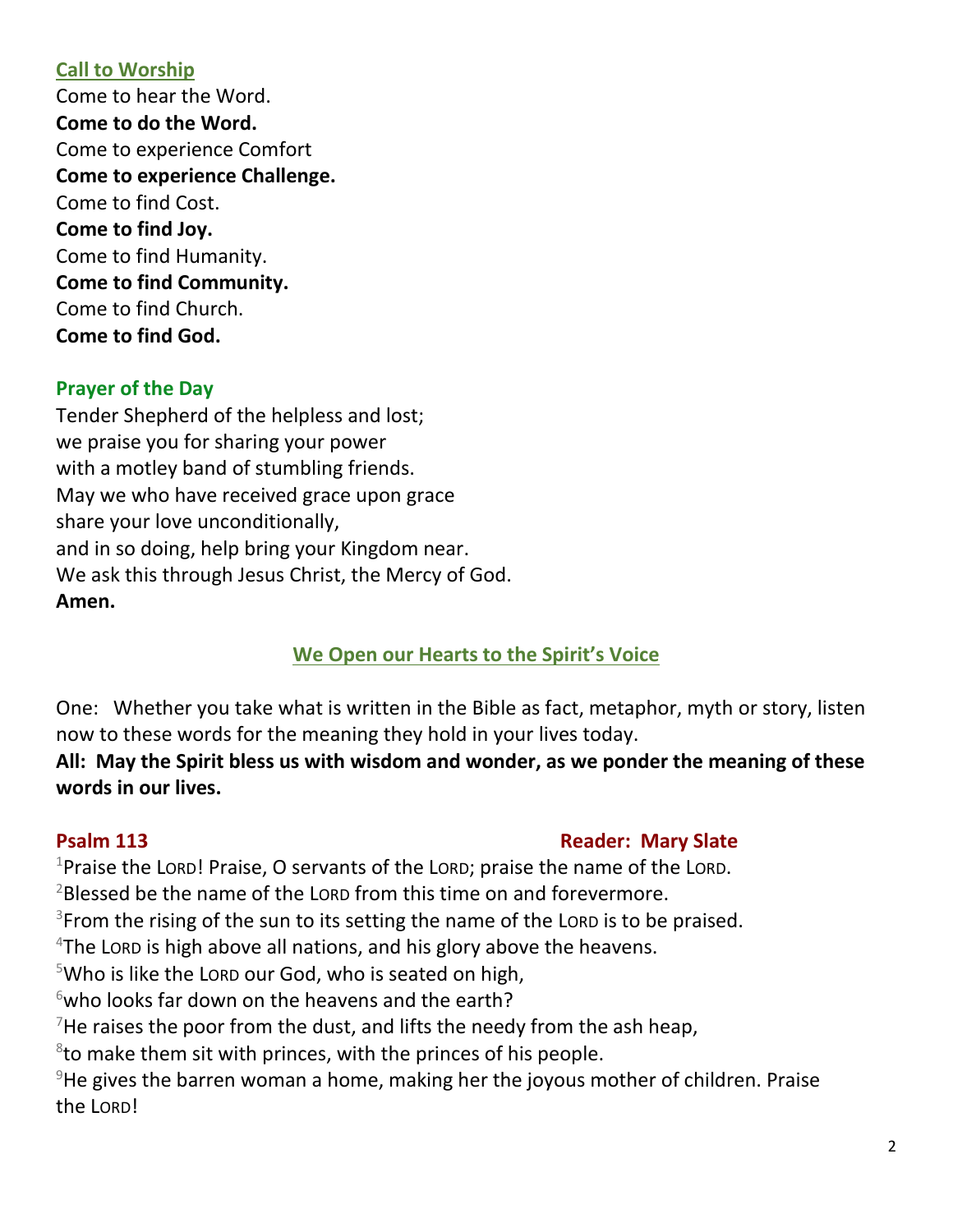## Call to Worship

Come to hear the Word.
**Come to do the Word.**
Come to experience Comfort
**Come to experience Challenge.**
Come to find Cost.
**Come to find Joy.**
Come to find Humanity.
**Come to find Community.**
Come to find Church.
**Come to find God.**

## Prayer of the Day

Tender Shepherd of the helpless and lost;
we praise you for sharing your power
with a motley band of stumbling friends.
May we who have received grace upon grace
share your love unconditionally,
and in so doing, help bring your Kingdom near.
We ask this through Jesus Christ, the Mercy of God.
**Amen.**

## We Open our Hearts to the Spirit's Voice

One: Whether you take what is written in the Bible as fact, metaphor, myth or story, listen now to these words for the meaning they hold in your lives today.

**All: May the Spirit bless us with wisdom and wonder, as we ponder the meaning of these words in our lives.**

### Psalm 113 — Reader: Mary Slate

[1]Praise the LORD! Praise, O servants of the LORD; praise the name of the LORD.
[2]Blessed be the name of the LORD from this time on and forevermore.
[3]From the rising of the sun to its setting the name of the LORD is to be praised.
[4]The LORD is high above all nations, and his glory above the heavens.
[5]Who is like the LORD our God, who is seated on high,
[6]who looks far down on the heavens and the earth?
[7]He raises the poor from the dust, and lifts the needy from the ash heap,
[8]to make them sit with princes, with the princes of his people.
[9]He gives the barren woman a home, making her the joyous mother of children. Praise the LORD!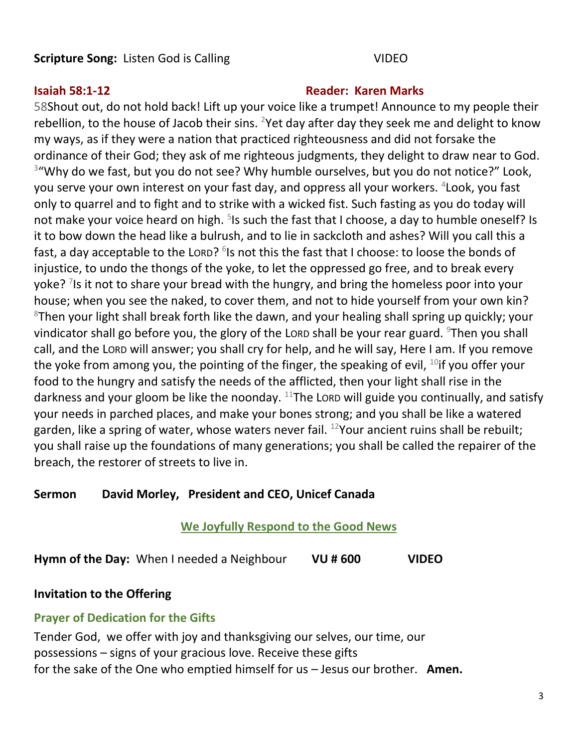**Scripture Song:** Listen God is Calling VIDEO

**Isaiah 58:1-12** **Reader: Karen Marks**

58Shout out, do not hold back! Lift up your voice like a trumpet! Announce to my people their rebellion, to the house of Jacob their sins. [2]Yet day after day they seek me and delight to know my ways, as if they were a nation that practiced righteousness and did not forsake the ordinance of their God; they ask of me righteous judgments, they delight to draw near to God. [3]"Why do we fast, but you do not see? Why humble ourselves, but you do not notice?" Look, you serve your own interest on your fast day, and oppress all your workers. [4]Look, you fast only to quarrel and to fight and to strike with a wicked fist. Such fasting as you do today will not make your voice heard on high. [5]Is such the fast that I choose, a day to humble oneself? Is it to bow down the head like a bulrush, and to lie in sackcloth and ashes? Will you call this a fast, a day acceptable to the LORD? [6]Is not this the fast that I choose: to loose the bonds of injustice, to undo the thongs of the yoke, to let the oppressed go free, and to break every yoke? [7]Is it not to share your bread with the hungry, and bring the homeless poor into your house; when you see the naked, to cover them, and not to hide yourself from your own kin? [8]Then your light shall break forth like the dawn, and your healing shall spring up quickly; your vindicator shall go before you, the glory of the LORD shall be your rear guard. [9]Then you shall call, and the LORD will answer; you shall cry for help, and he will say, Here I am. If you remove the yoke from among you, the pointing of the finger, the speaking of evil, [10]if you offer your food to the hungry and satisfy the needs of the afflicted, then your light shall rise in the darkness and your gloom be like the noonday. [11]The LORD will guide you continually, and satisfy your needs in parched places, and make your bones strong; and you shall be like a watered garden, like a spring of water, whose waters never fail. [12]Your ancient ruins shall be rebuilt; you shall raise up the foundations of many generations; you shall be called the repairer of the breach, the restorer of streets to live in.

**Sermon David Morley, President and CEO, Unicef Canada**

## We Joyfully Respond to the Good News

**Hymn of the Day:** When I needed a Neighbour **VU # 600** **VIDEO**

**Invitation to the Offering**

### Prayer of Dedication for the Gifts

Tender God, we offer with joy and thanksgiving our selves, our time, our possessions – signs of your gracious love. Receive these gifts for the sake of the One who emptied himself for us – Jesus our brother. **Amen.**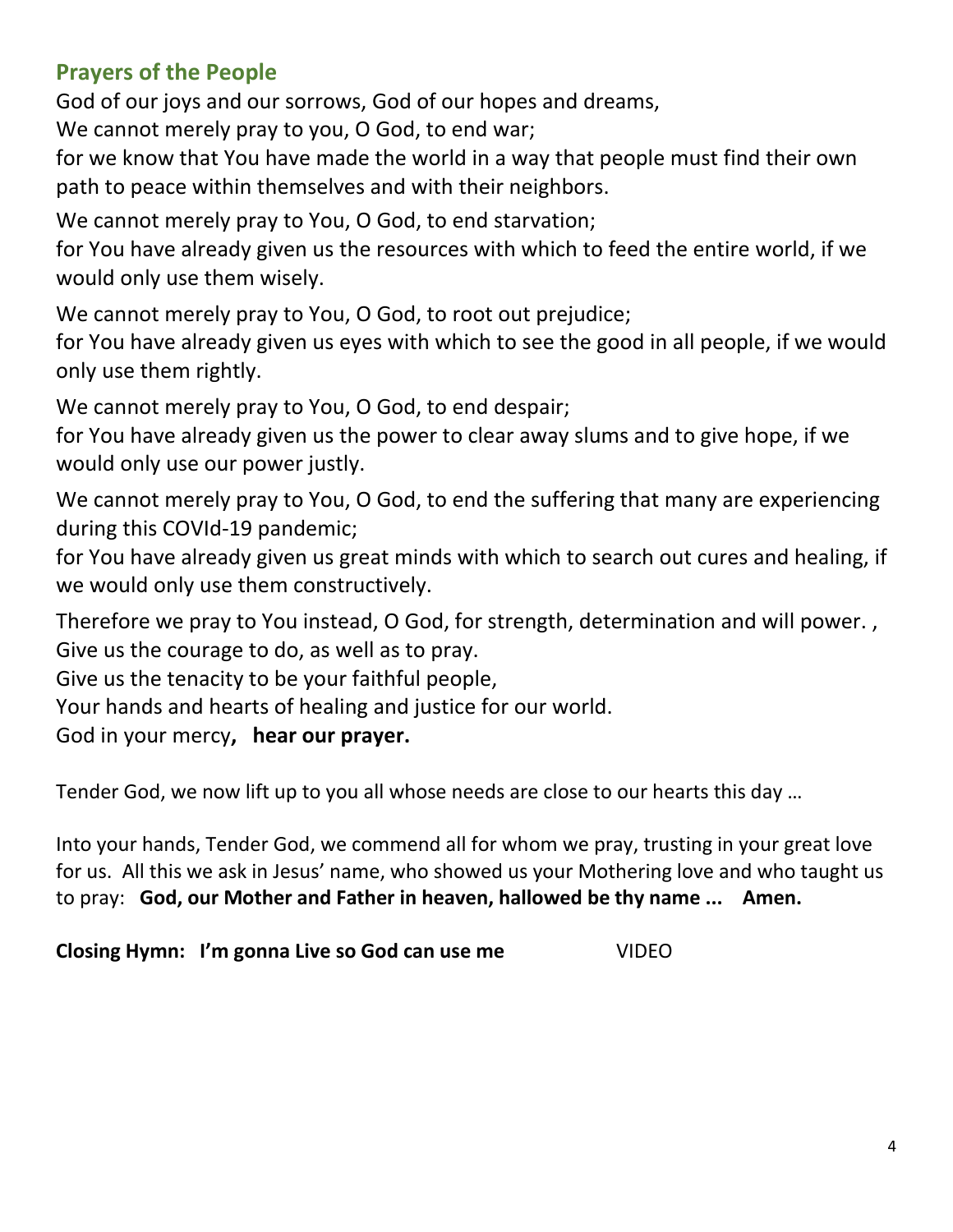## Prayers of the People

God of our joys and our sorrows, God of our hopes and dreams,
We cannot merely pray to you, O God, to end war;
for we know that You have made the world in a way that people must find their own path to peace within themselves and with their neighbors.

We cannot merely pray to You, O God, to end starvation;
for You have already given us the resources with which to feed the entire world, if we would only use them wisely.

We cannot merely pray to You, O God, to root out prejudice;
for You have already given us eyes with which to see the good in all people, if we would only use them rightly.

We cannot merely pray to You, O God, to end despair;
for You have already given us the power to clear away slums and to give hope, if we would only use our power justly.

We cannot merely pray to You, O God, to end the suffering that many are experiencing during this COVId-19 pandemic;
for You have already given us great minds with which to search out cures and healing, if we would only use them constructively.

Therefore we pray to You instead, O God, for strength, determination and will power. ,
Give us the courage to do, as well as to pray.
Give us the tenacity to be your faithful people,
Your hands and hearts of healing and justice for our world.
God in your mercy**, hear our prayer.**

Tender God, we now lift up to you all whose needs are close to our hearts this day …

Into your hands, Tender God, we commend all for whom we pray, trusting in your great love for us. All this we ask in Jesus' name, who showed us your Mothering love and who taught us to pray: **God, our Mother and Father in heaven, hallowed be thy name ... Amen.**

**Closing Hymn: I'm gonna Live so God can use me** VIDEO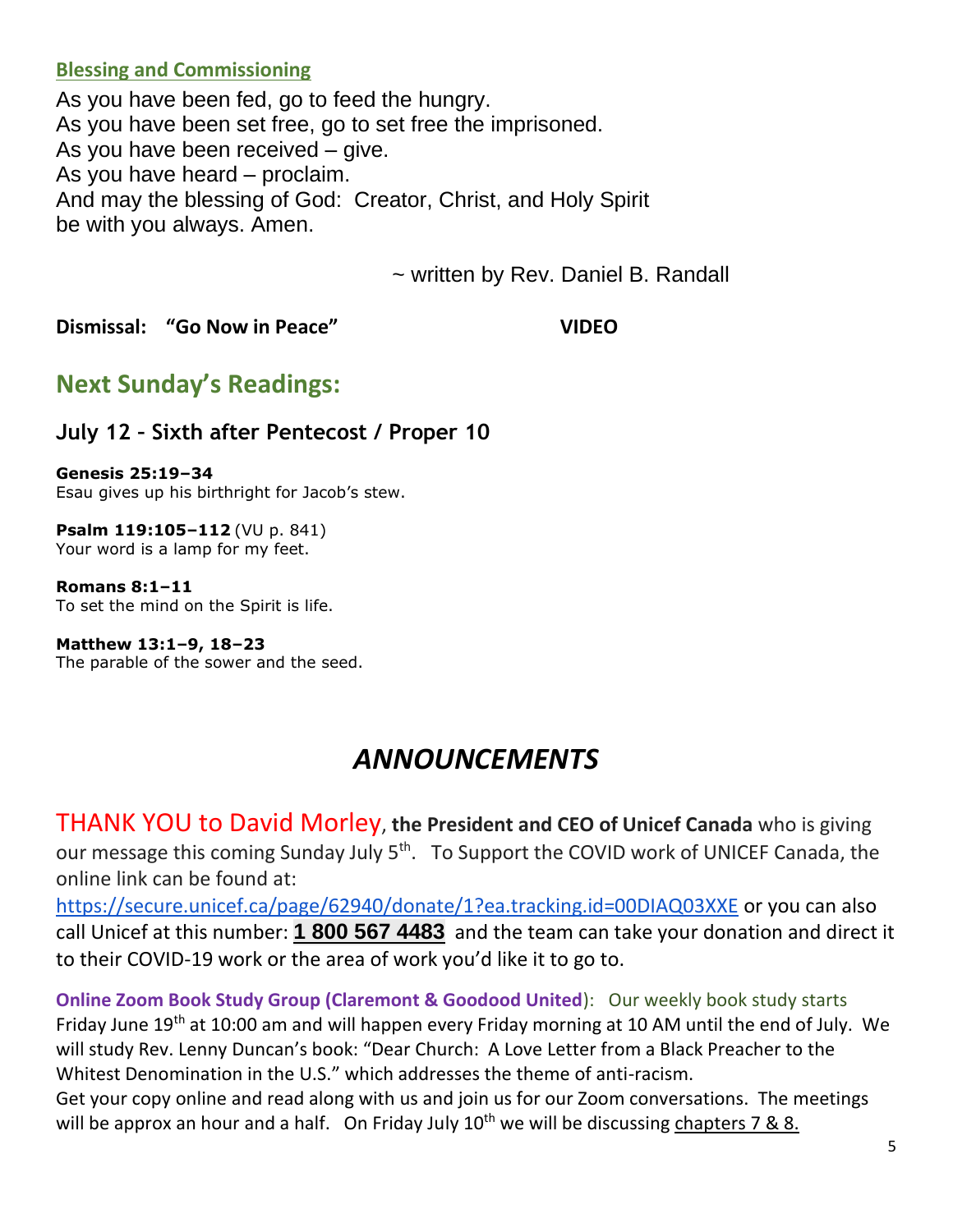### Blessing and Commissioning

As you have been fed, go to feed the hungry.
As you have been set free, go to set free the imprisoned.
As you have been received – give.
As you have heard – proclaim.
And may the blessing of God: Creator, Christ, and Holy Spirit
be with you always. Amen.

~ written by Rev. Daniel B. Randall

**Dismissal: "Go Now in Peace"** **VIDEO**

## Next Sunday's Readings:

### July 12 – Sixth after Pentecost / Proper 10

**Genesis 25:19–34**
Esau gives up his birthright for Jacob's stew.

**Psalm 119:105–112** (VU p. 841)
Your word is a lamp for my feet.

**Romans 8:1–11**
To set the mind on the Spirit is life.

**Matthew 13:1–9, 18–23**
The parable of the sower and the seed.

# *ANNOUNCEMENTS*

THANK YOU to David Morley, **the President and CEO of Unicef Canada** who is giving our message this coming Sunday July 5th. To Support the COVID work of UNICEF Canada, the online link can be found at: https://secure.unicef.ca/page/62940/donate/1?ea.tracking.id=00DIAQ03XXE or you can also call Unicef at this number: **1 800 567 4483** and the team can take your donation and direct it to their COVID-19 work or the area of work you'd like it to go to.

**Online Zoom Book Study Group (Claremont & Goodood United)**: Our weekly book study starts Friday June 19th at 10:00 am and will happen every Friday morning at 10 AM until the end of July. We will study Rev. Lenny Duncan's book: "Dear Church: A Love Letter from a Black Preacher to the Whitest Denomination in the U.S." which addresses the theme of anti-racism.
Get your copy online and read along with us and join us for our Zoom conversations. The meetings will be approx an hour and a half. On Friday July 10th we will be discussing chapters 7 & 8.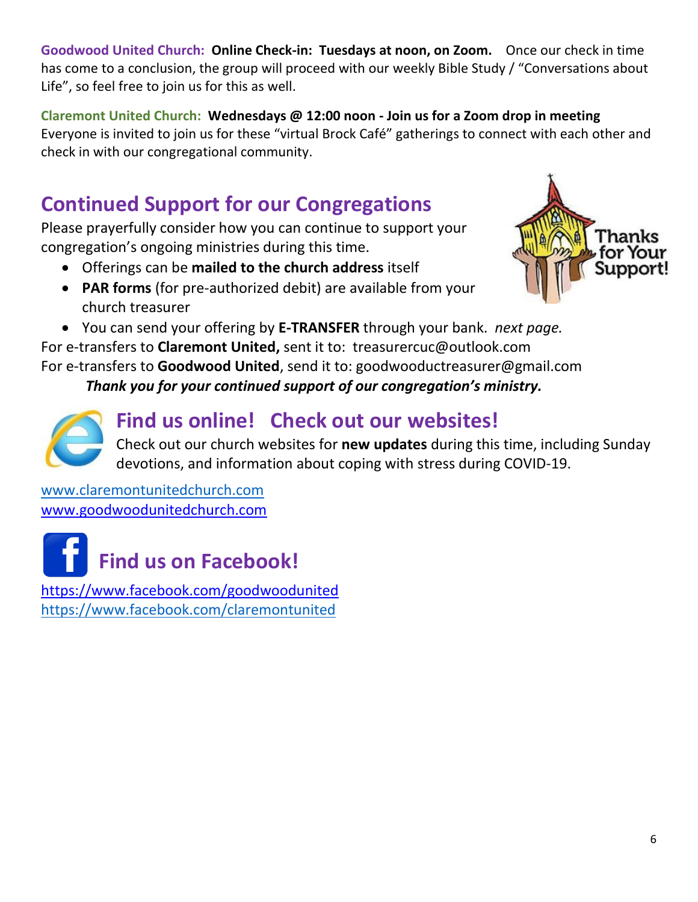**Goodwood United Church:** **Online Check-in: Tuesdays at noon, on Zoom.** Once our check in time has come to a conclusion, the group will proceed with our weekly Bible Study / "Conversations about Life", so feel free to join us for this as well.

**Claremont United Church:** **Wednesdays @ 12:00 noon - Join us for a Zoom drop in meeting**
Everyone is invited to join us for these "virtual Brock Café" gatherings to connect with each other and check in with our congregational community.

## Continued Support for our Congregations

Please prayerfully consider how you can continue to support your congregation's ongoing ministries during this time.

- Offerings can be **mailed to the church address** itself
- **PAR forms** (for pre-authorized debit) are available from your church treasurer
- You can send your offering by **E-TRANSFER** through your bank. *next page.*

For e-transfers to **Claremont United,** sent it to: treasurercuc@outlook.com
For e-transfers to **Goodwood United**, send it to: goodwooductreasurer@gmail.com

***Thank you for your continued support of our congregation's ministry.***

## Find us online! Check out our websites!

Check out our church websites for **new updates** during this time, including Sunday devotions, and information about coping with stress during COVID-19.

www.claremontunitedchurch.com
www.goodwoodunitedchurch.com

## Find us on Facebook!

https://www.facebook.com/goodwoodunited
https://www.facebook.com/claremontunited